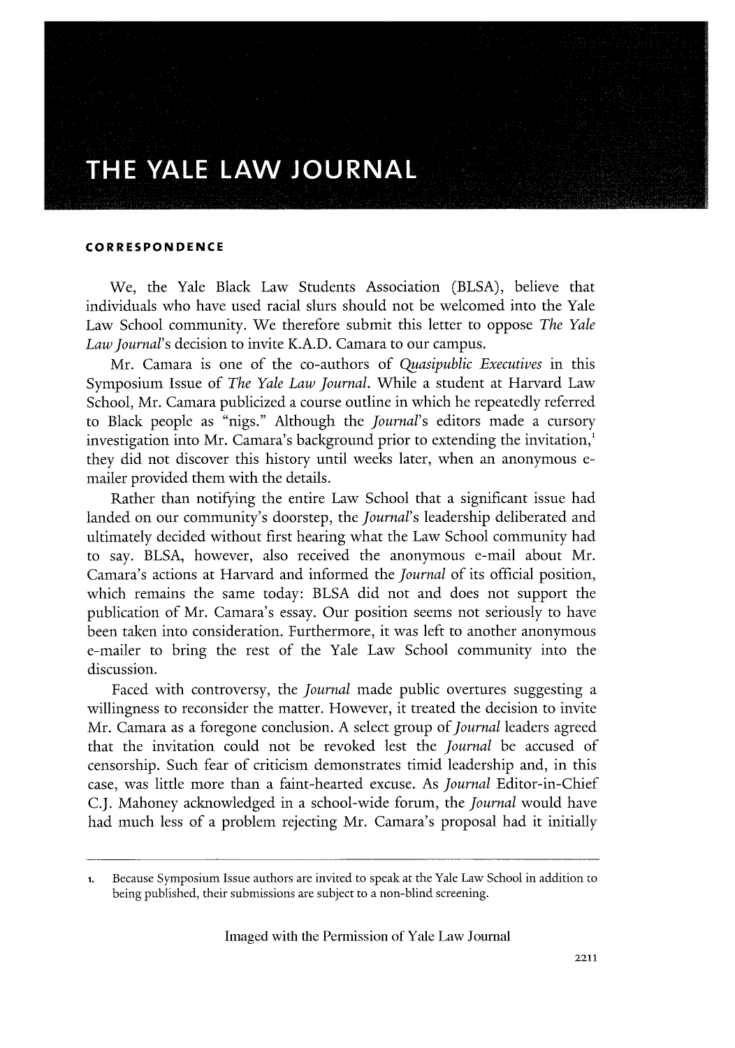# THE YALE LAW JOURNAL

**CORRESPONDENCE**

We, the Yale Black Law Students Association (BLSA), believe that individuals who have used racial slurs should not be welcomed into the Yale Law School community. We therefore submit this letter to oppose *The Yale Law Journal*'s decision to invite K.A.D. Camara to our campus.

Mr. Camara is one of the co-authors of *Quasipublic Executives* in this Symposium Issue of *The Yale Law Journal*. While a student at Harvard Law School, Mr. Camara publicized a course outline in which he repeatedly referred to Black people as "nigs." Although the *Journal*'s editors made a cursory investigation into Mr. Camara's background prior to extending the invitation,[1] they did not discover this history until weeks later, when an anonymous e-mailer provided them with the details.

Rather than notifying the entire Law School that a significant issue had landed on our community's doorstep, the *Journal*'s leadership deliberated and ultimately decided without first hearing what the Law School community had to say. BLSA, however, also received the anonymous e-mail about Mr. Camara's actions at Harvard and informed the *Journal* of its official position, which remains the same today: BLSA did not and does not support the publication of Mr. Camara's essay. Our position seems not seriously to have been taken into consideration. Furthermore, it was left to another anonymous e-mailer to bring the rest of the Yale Law School community into the discussion.

Faced with controversy, the *Journal* made public overtures suggesting a willingness to reconsider the matter. However, it treated the decision to invite Mr. Camara as a foregone conclusion. A select group of *Journal* leaders agreed that the invitation could not be revoked lest the *Journal* be accused of censorship. Such fear of criticism demonstrates timid leadership and, in this case, was little more than a faint-hearted excuse. As *Journal* Editor-in-Chief C.J. Mahoney acknowledged in a school-wide forum, the *Journal* would have had much less of a problem rejecting Mr. Camara's proposal had it initially

1. Because Symposium Issue authors are invited to speak at the Yale Law School in addition to being published, their submissions are subject to a non-blind screening.

Imaged with the Permission of Yale Law Journal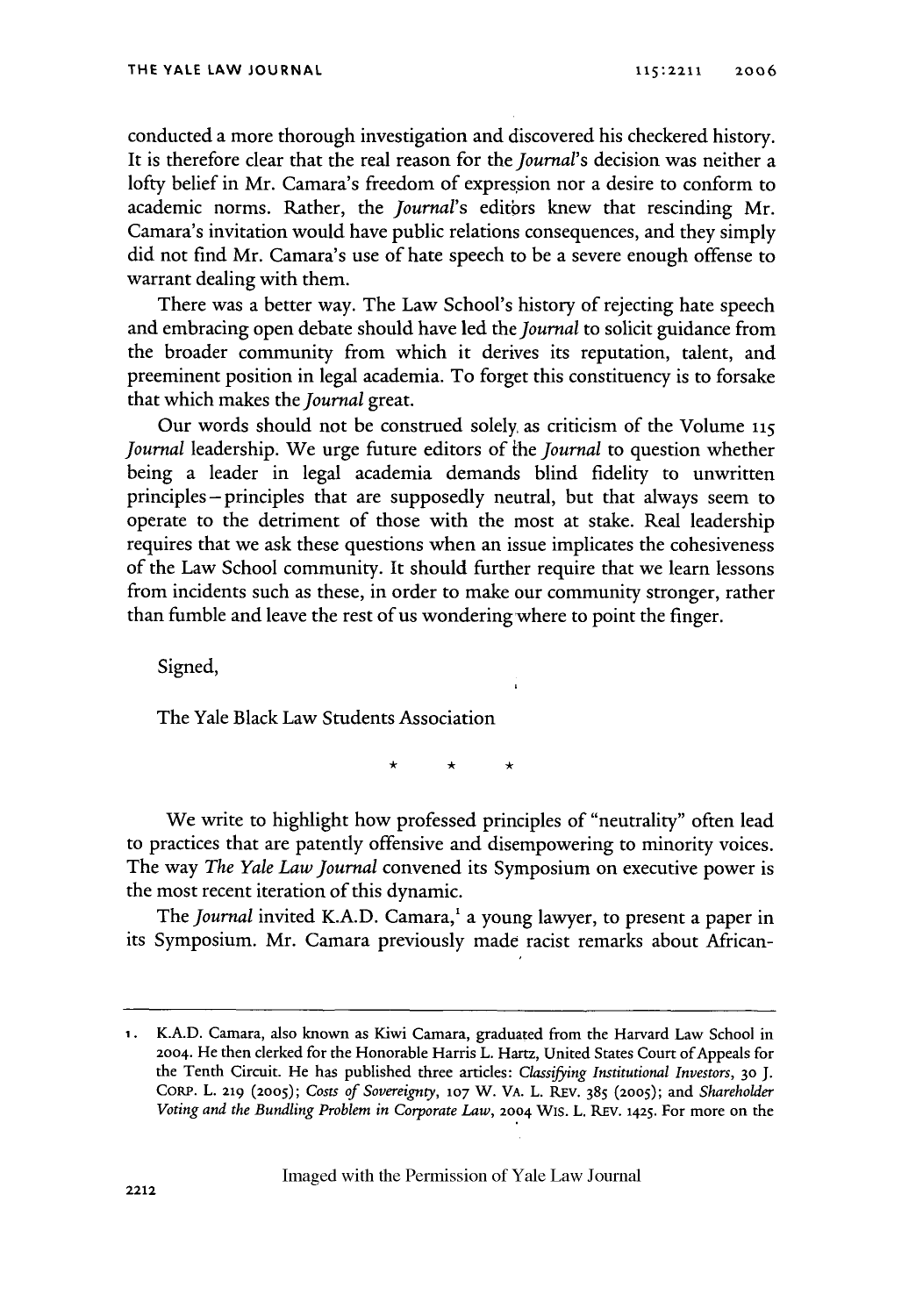conducted a more thorough investigation and discovered his checkered history. It is therefore clear that the real reason for the *Journal*'s decision was neither a lofty belief in Mr. Camara's freedom of expression nor a desire to conform to academic norms. Rather, the *Journal*'s editors knew that rescinding Mr. Camara's invitation would have public relations consequences, and they simply did not find Mr. Camara's use of hate speech to be a severe enough offense to warrant dealing with them.

There was a better way. The Law School's history of rejecting hate speech and embracing open debate should have led the *Journal* to solicit guidance from the broader community from which it derives its reputation, talent, and preeminent position in legal academia. To forget this constituency is to forsake that which makes the *Journal* great.

Our words should not be construed solely as criticism of the Volume 115 *Journal* leadership. We urge future editors of the *Journal* to question whether being a leader in legal academia demands blind fidelity to unwritten principles – principles that are supposedly neutral, but that always seem to operate to the detriment of those with the most at stake. Real leadership requires that we ask these questions when an issue implicates the cohesiveness of the Law School community. It should further require that we learn lessons from incidents such as these, in order to make our community stronger, rather than fumble and leave the rest of us wondering where to point the finger.

Signed,

The Yale Black Law Students Association

\* \* \*

We write to highlight how professed principles of "neutrality" often lead to practices that are patently offensive and disempowering to minority voices. The way *The Yale Law Journal* convened its Symposium on executive power is the most recent iteration of this dynamic.

The *Journal* invited K.A.D. Camara,[1] a young lawyer, to present a paper in its Symposium. Mr. Camara previously made racist remarks about African-

1. K.A.D. Camara, also known as Kiwi Camara, graduated from the Harvard Law School in 2004. He then clerked for the Honorable Harris L. Hartz, United States Court of Appeals for the Tenth Circuit. He has published three articles: *Classifying Institutional Investors*, 30 J. CORP. L. 219 (2005); *Costs of Sovereignty*, 107 W. VA. L. REV. 385 (2005); and *Shareholder Voting and the Bundling Problem in Corporate Law*, 2004 WIS. L. REV. 1425. For more on the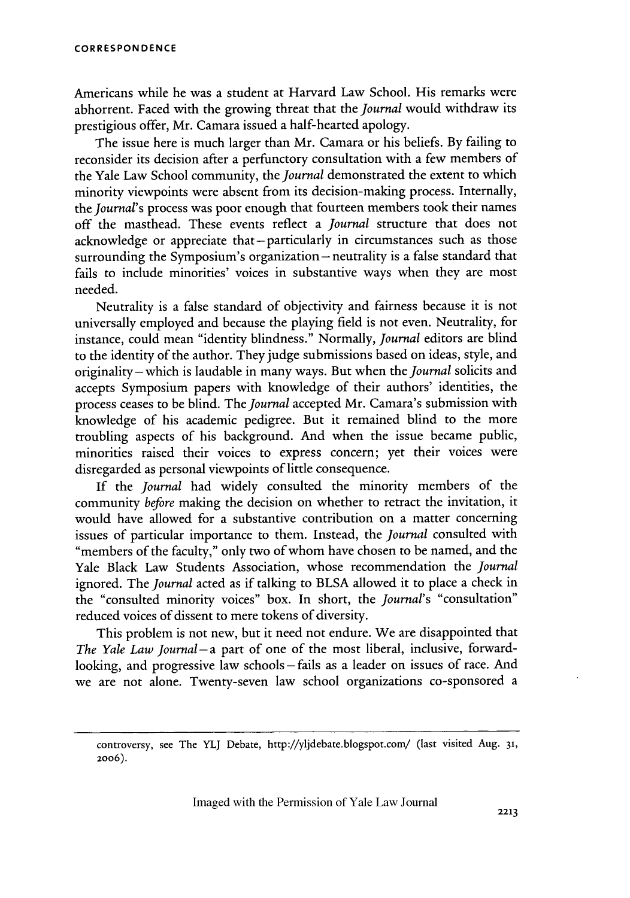Americans while he was a student at Harvard Law School. His remarks were abhorrent. Faced with the growing threat that the *Journal* would withdraw its prestigious offer, Mr. Camara issued a half-hearted apology.

The issue here is much larger than Mr. Camara or his beliefs. By failing to reconsider its decision after a perfunctory consultation with a few members of the Yale Law School community, the *Journal* demonstrated the extent to which minority viewpoints were absent from its decision-making process. Internally, the *Journal*'s process was poor enough that fourteen members took their names off the masthead. These events reflect a *Journal* structure that does not acknowledge or appreciate that—particularly in circumstances such as those surrounding the Symposium's organization—neutrality is a false standard that fails to include minorities' voices in substantive ways when they are most needed.

Neutrality is a false standard of objectivity and fairness because it is not universally employed and because the playing field is not even. Neutrality, for instance, could mean "identity blindness." Normally, *Journal* editors are blind to the identity of the author. They judge submissions based on ideas, style, and originality—which is laudable in many ways. But when the *Journal* solicits and accepts Symposium papers with knowledge of their authors' identities, the process ceases to be blind. The *Journal* accepted Mr. Camara's submission with knowledge of his academic pedigree. But it remained blind to the more troubling aspects of his background. And when the issue became public, minorities raised their voices to express concern; yet their voices were disregarded as personal viewpoints of little consequence.

If the *Journal* had widely consulted the minority members of the community *before* making the decision on whether to retract the invitation, it would have allowed for a substantive contribution on a matter concerning issues of particular importance to them. Instead, the *Journal* consulted with "members of the faculty," only two of whom have chosen to be named, and the Yale Black Law Students Association, whose recommendation the *Journal* ignored. The *Journal* acted as if talking to BLSA allowed it to place a check in the "consulted minority voices" box. In short, the *Journal*'s "consultation" reduced voices of dissent to mere tokens of diversity.

This problem is not new, but it need not endure. We are disappointed that *The Yale Law Journal*—a part of one of the most liberal, inclusive, forward-looking, and progressive law schools—fails as a leader on issues of race. And we are not alone. Twenty-seven law school organizations co-sponsored a

---

controversy, see The YLJ Debate, http://yljdebate.blogspot.com/ (last visited Aug. 31, 2006).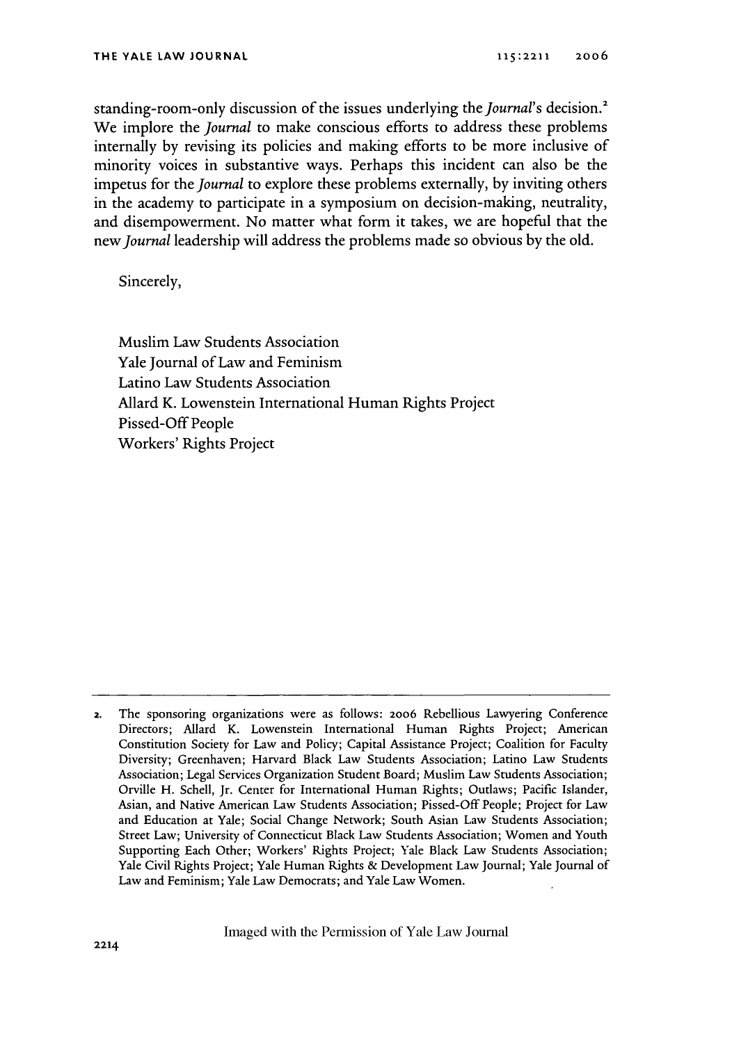standing-room-only discussion of the issues underlying the *Journal*'s decision.[2] We implore the *Journal* to make conscious efforts to address these problems internally by revising its policies and making efforts to be more inclusive of minority voices in substantive ways. Perhaps this incident can also be the impetus for the *Journal* to explore these problems externally, by inviting others in the academy to participate in a symposium on decision-making, neutrality, and disempowerment. No matter what form it takes, we are hopeful that the new *Journal* leadership will address the problems made so obvious by the old.

Sincerely,

Muslim Law Students Association
Yale Journal of Law and Feminism
Latino Law Students Association
Allard K. Lowenstein International Human Rights Project
Pissed-Off People
Workers' Rights Project

---

2. The sponsoring organizations were as follows: 2006 Rebellious Lawyering Conference Directors; Allard K. Lowenstein International Human Rights Project; American Constitution Society for Law and Policy; Capital Assistance Project; Coalition for Faculty Diversity; Greenhaven; Harvard Black Law Students Association; Latino Law Students Association; Legal Services Organization Student Board; Muslim Law Students Association; Orville H. Schell, Jr. Center for International Human Rights; Outlaws; Pacific Islander, Asian, and Native American Law Students Association; Pissed-Off People; Project for Law and Education at Yale; Social Change Network; South Asian Law Students Association; Street Law; University of Connecticut Black Law Students Association; Women and Youth Supporting Each Other; Workers' Rights Project; Yale Black Law Students Association; Yale Civil Rights Project; Yale Human Rights & Development Law Journal; Yale Journal of Law and Feminism; Yale Law Democrats; and Yale Law Women.